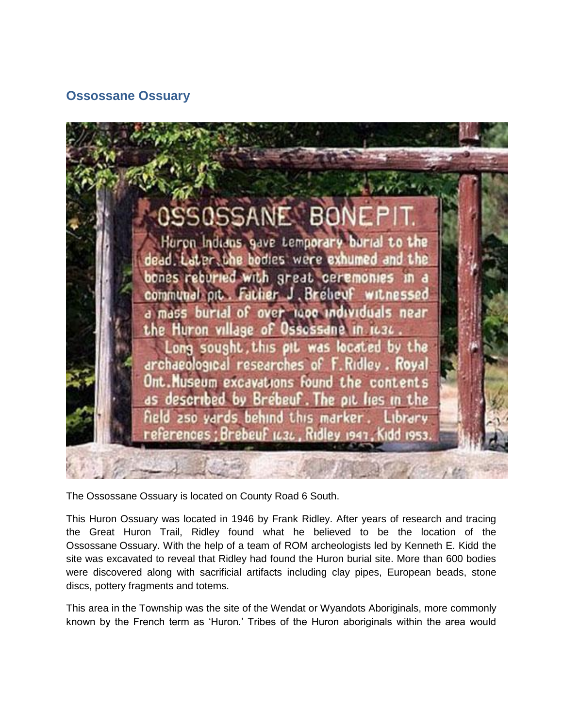## Ossossane Ossuary

The Ossossane Ossuary is located on County Road 6 South.

This Huron Ossuary was located in 1946 by Frank Ridley. After years of research and tracing the Great Huron Trail, Ridley found what he believed to be the location of the Ossossane Ossuary. With the help of a team of ROM archeologists led by Kenneth E. Kidd the site was excavated to reveal that Ridley had found the Huron burial site. More than 600 bodies were discovered along with sacrificial artifacts including clay pipes, European beads, stone discs, pottery fragments and totems.

This area in the Township was the site of the Wendat or Wyandots Aboriginals, more commonly known by the French term as 'Huron.' Tribes of the Huron aboriginals within the area would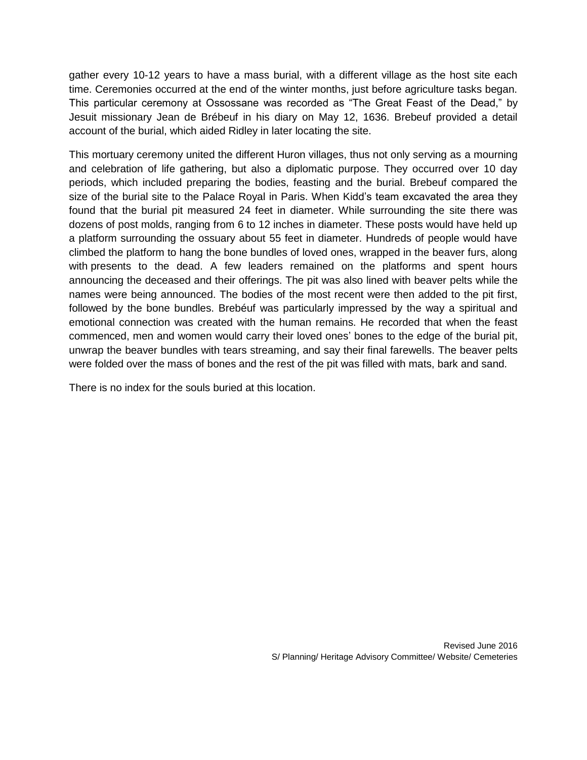gather every 10-12 years to have a mass burial, with a different village as the host site each time. Ceremonies occurred at the end of the winter months, just before agriculture tasks began. This particular ceremony at Ossossane was recorded as "The Great Feast of the Dead," by Jesuit missionary Jean de Brébeuf in his diary on May 12, 1636. Brebeuf provided a detail account of the burial, which aided Ridley in later locating the site.

This mortuary ceremony united the different Huron villages, thus not only serving as a mourning and celebration of life gathering, but also a diplomatic purpose. They occurred over 10 day periods, which included preparing the bodies, feasting and the burial. Brebeuf compared the size of the burial site to the Palace Royal in Paris. When Kidd's team excavated the area they found that the burial pit measured 24 feet in diameter. While surrounding the site there was dozens of post molds, ranging from 6 to 12 inches in diameter. These posts would have held up a platform surrounding the ossuary about 55 feet in diameter. Hundreds of people would have climbed the platform to hang the bone bundles of loved ones, wrapped in the beaver furs, along with presents to the dead. A few leaders remained on the platforms and spent hours announcing the deceased and their offerings. The pit was also lined with beaver pelts while the names were being announced. The bodies of the most recent were then added to the pit first, followed by the bone bundles. Brebéuf was particularly impressed by the way a spiritual and emotional connection was created with the human remains. He recorded that when the feast commenced, men and women would carry their loved ones' bones to the edge of the burial pit, unwrap the beaver bundles with tears streaming, and say their final farewells. The beaver pelts were folded over the mass of bones and the rest of the pit was filled with mats, bark and sand.

There is no index for the souls buried at this location.

Revised June 2016
S/ Planning/ Heritage Advisory Committee/ Website/ Cemeteries